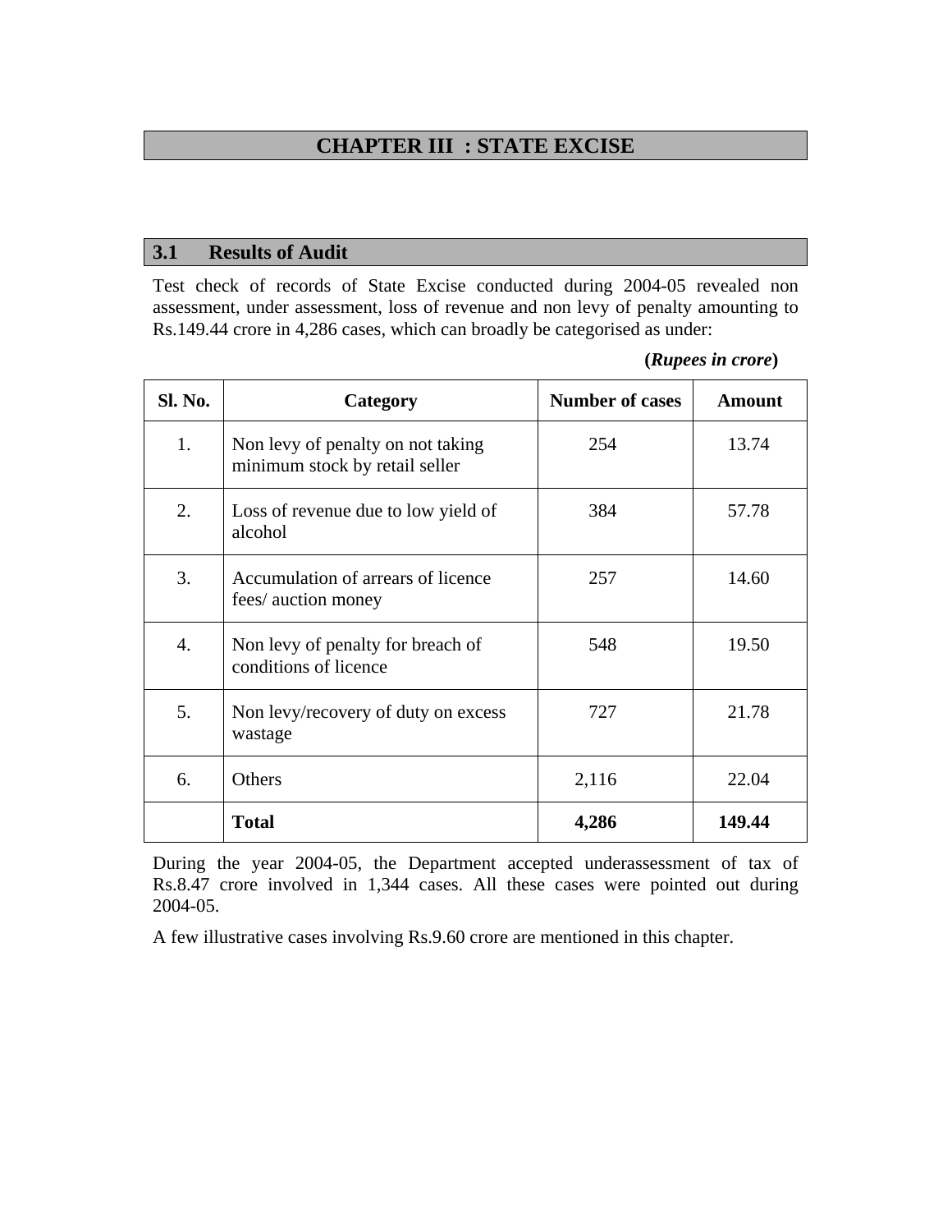# CHAPTER III : STATE EXCISE

## 3.1 Results of Audit

Test check of records of State Excise conducted during 2004-05 revealed non assessment, under assessment, loss of revenue and non levy of penalty amounting to Rs.149.44 crore in 4,286 cases, which can broadly be categorised as under:

**(*Rupees in crore*)**

| Sl. No. | Category | Number of cases | Amount |
|---|---|---|---|
| 1. | Non levy of penalty on not taking minimum stock by retail seller | 254 | 13.74 |
| 2. | Loss of revenue due to low yield of alcohol | 384 | 57.78 |
| 3. | Accumulation of arrears of licence fees/ auction money | 257 | 14.60 |
| 4. | Non levy of penalty for breach of conditions of licence | 548 | 19.50 |
| 5. | Non levy/recovery of duty on excess wastage | 727 | 21.78 |
| 6. | Others | 2,116 | 22.04 |
| | **Total** | **4,286** | **149.44** |

During the year 2004-05, the Department accepted underassessment of tax of Rs.8.47 crore involved in 1,344 cases. All these cases were pointed out during 2004-05.

A few illustrative cases involving Rs.9.60 crore are mentioned in this chapter.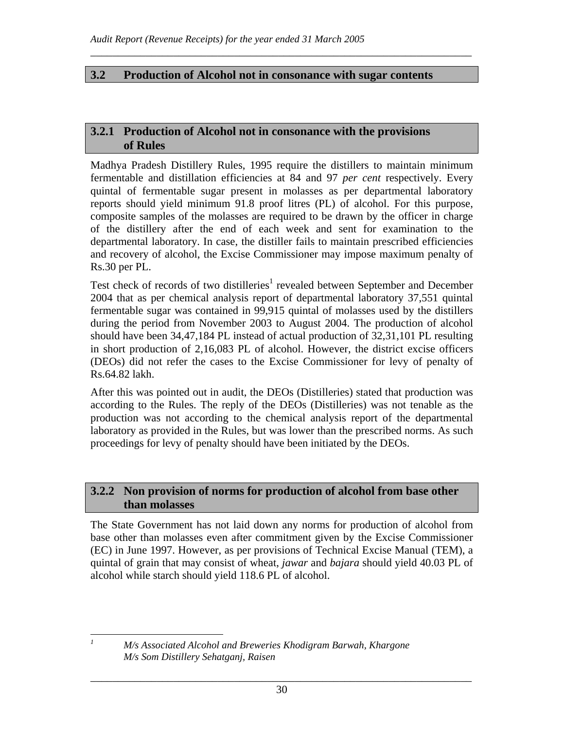## 3.2 Production of Alcohol not in consonance with sugar contents

### 3.2.1 Production of Alcohol not in consonance with the provisions of Rules

Madhya Pradesh Distillery Rules, 1995 require the distillers to maintain minimum fermentable and distillation efficiencies at 84 and 97 *per cent* respectively. Every quintal of fermentable sugar present in molasses as per departmental laboratory reports should yield minimum 91.8 proof litres (PL) of alcohol. For this purpose, composite samples of the molasses are required to be drawn by the officer in charge of the distillery after the end of each week and sent for examination to the departmental laboratory. In case, the distiller fails to maintain prescribed efficiencies and recovery of alcohol, the Excise Commissioner may impose maximum penalty of Rs.30 per PL.

Test check of records of two distilleries[1] revealed between September and December 2004 that as per chemical analysis report of departmental laboratory 37,551 quintal fermentable sugar was contained in 99,915 quintal of molasses used by the distillers during the period from November 2003 to August 2004. The production of alcohol should have been 34,47,184 PL instead of actual production of 32,31,101 PL resulting in short production of 2,16,083 PL of alcohol. However, the district excise officers (DEOs) did not refer the cases to the Excise Commissioner for levy of penalty of Rs.64.82 lakh.

After this was pointed out in audit, the DEOs (Distilleries) stated that production was according to the Rules. The reply of the DEOs (Distilleries) was not tenable as the production was not according to the chemical analysis report of the departmental laboratory as provided in the Rules, but was lower than the prescribed norms. As such proceedings for levy of penalty should have been initiated by the DEOs.

### 3.2.2 Non provision of norms for production of alcohol from base other than molasses

The State Government has not laid down any norms for production of alcohol from base other than molasses even after commitment given by the Excise Commissioner (EC) in June 1997. However, as per provisions of Technical Excise Manual (TEM), a quintal of grain that may consist of wheat, *jawar* and *bajara* should yield 40.03 PL of alcohol while starch should yield 118.6 PL of alcohol.

---

[1] *M/s Associated Alcohol and Breweries Khodigram Barwah, Khargone*
*M/s Som Distillery Sehatganj, Raisen*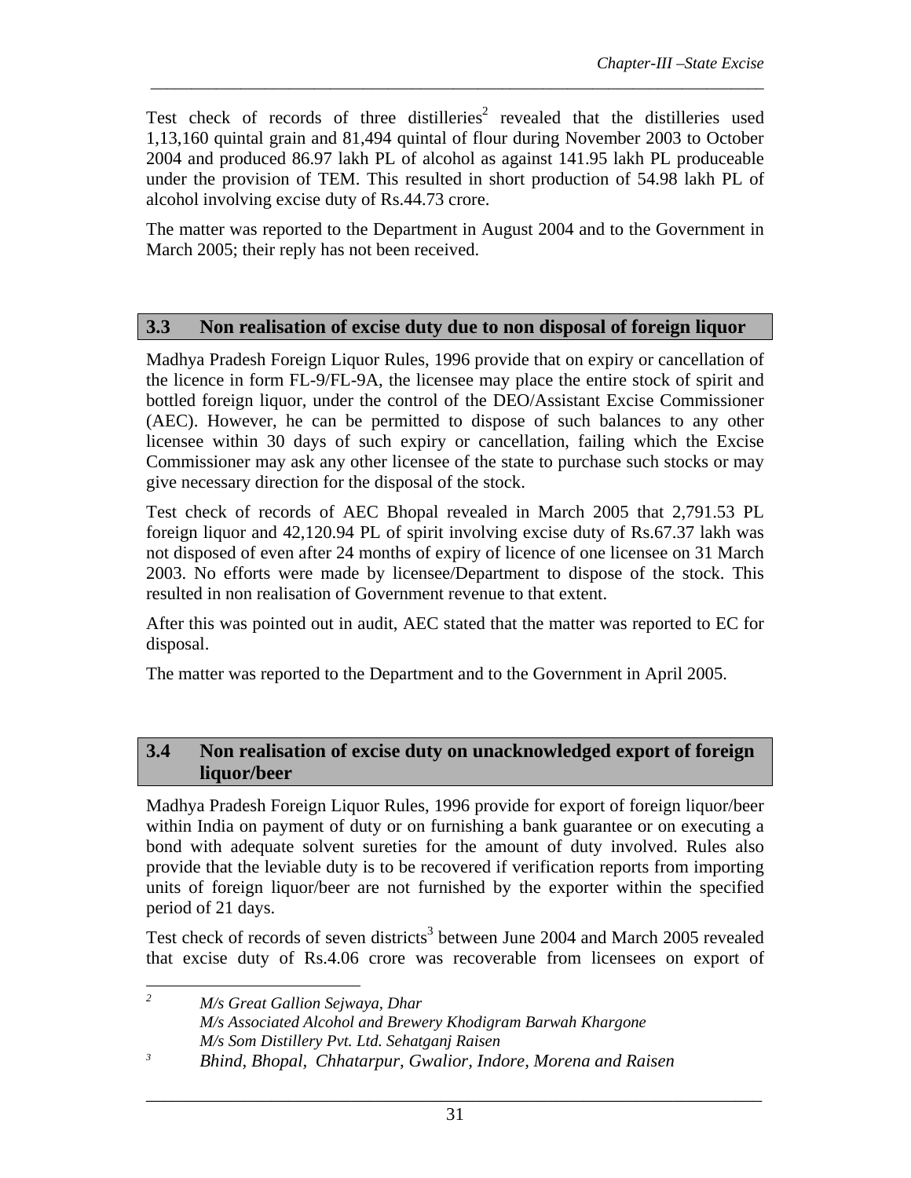Test check of records of three distilleries[2] revealed that the distilleries used 1,13,160 quintal grain and 81,494 quintal of flour during November 2003 to October 2004 and produced 86.97 lakh PL of alcohol as against 141.95 lakh PL produceable under the provision of TEM. This resulted in short production of 54.98 lakh PL of alcohol involving excise duty of Rs.44.73 crore.

The matter was reported to the Department in August 2004 and to the Government in March 2005; their reply has not been received.

## 3.3 Non realisation of excise duty due to non disposal of foreign liquor

Madhya Pradesh Foreign Liquor Rules, 1996 provide that on expiry or cancellation of the licence in form FL-9/FL-9A, the licensee may place the entire stock of spirit and bottled foreign liquor, under the control of the DEO/Assistant Excise Commissioner (AEC). However, he can be permitted to dispose of such balances to any other licensee within 30 days of such expiry or cancellation, failing which the Excise Commissioner may ask any other licensee of the state to purchase such stocks or may give necessary direction for the disposal of the stock.

Test check of records of AEC Bhopal revealed in March 2005 that 2,791.53 PL foreign liquor and 42,120.94 PL of spirit involving excise duty of Rs.67.37 lakh was not disposed of even after 24 months of expiry of licence of one licensee on 31 March 2003. No efforts were made by licensee/Department to dispose of the stock. This resulted in non realisation of Government revenue to that extent.

After this was pointed out in audit, AEC stated that the matter was reported to EC for disposal.

The matter was reported to the Department and to the Government in April 2005.

## 3.4 Non realisation of excise duty on unacknowledged export of foreign liquor/beer

Madhya Pradesh Foreign Liquor Rules, 1996 provide for export of foreign liquor/beer within India on payment of duty or on furnishing a bank guarantee or on executing a bond with adequate solvent sureties for the amount of duty involved. Rules also provide that the leviable duty is to be recovered if verification reports from importing units of foreign liquor/beer are not furnished by the exporter within the specified period of 21 days.

Test check of records of seven districts[3] between June 2004 and March 2005 revealed that excise duty of Rs.4.06 crore was recoverable from licensees on export of

---

[2] *M/s Great Gallion Sejwaya, Dhar*
*M/s Associated Alcohol and Brewery Khodigram Barwah Khargone*
*M/s Som Distillery Pvt. Ltd. Sehatganj Raisen*

[3] *Bhind, Bhopal, Chhatarpur, Gwalior, Indore, Morena and Raisen*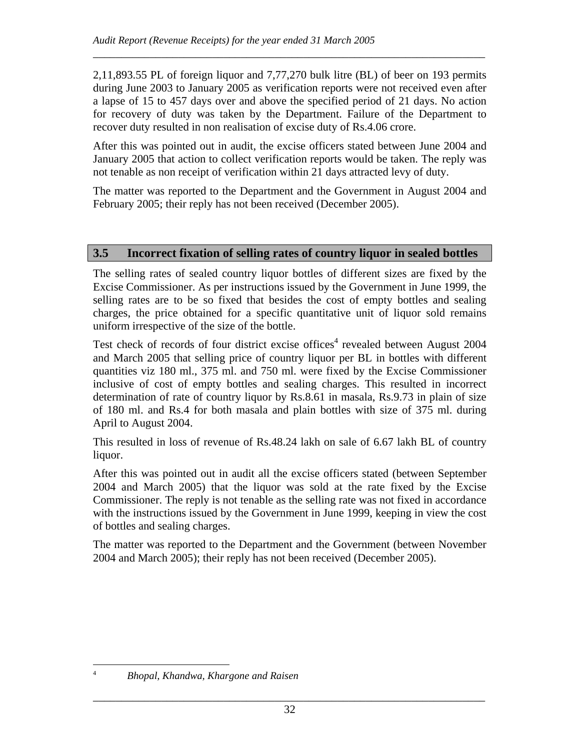2,11,893.55 PL of foreign liquor and 7,77,270 bulk litre (BL) of beer on 193 permits during June 2003 to January 2005 as verification reports were not received even after a lapse of 15 to 457 days over and above the specified period of 21 days. No action for recovery of duty was taken by the Department. Failure of the Department to recover duty resulted in non realisation of excise duty of Rs.4.06 crore.

After this was pointed out in audit, the excise officers stated between June 2004 and January 2005 that action to collect verification reports would be taken. The reply was not tenable as non receipt of verification within 21 days attracted levy of duty.

The matter was reported to the Department and the Government in August 2004 and February 2005; their reply has not been received (December 2005).

## 3.5 Incorrect fixation of selling rates of country liquor in sealed bottles

The selling rates of sealed country liquor bottles of different sizes are fixed by the Excise Commissioner. As per instructions issued by the Government in June 1999, the selling rates are to be so fixed that besides the cost of empty bottles and sealing charges, the price obtained for a specific quantitative unit of liquor sold remains uniform irrespective of the size of the bottle.

Test check of records of four district excise offices[4] revealed between August 2004 and March 2005 that selling price of country liquor per BL in bottles with different quantities viz 180 ml., 375 ml. and 750 ml. were fixed by the Excise Commissioner inclusive of cost of empty bottles and sealing charges. This resulted in incorrect determination of rate of country liquor by Rs.8.61 in masala, Rs.9.73 in plain of size of 180 ml. and Rs.4 for both masala and plain bottles with size of 375 ml. during April to August 2004.

This resulted in loss of revenue of Rs.48.24 lakh on sale of 6.67 lakh BL of country liquor.

After this was pointed out in audit all the excise officers stated (between September 2004 and March 2005) that the liquor was sold at the rate fixed by the Excise Commissioner. The reply is not tenable as the selling rate was not fixed in accordance with the instructions issued by the Government in June 1999, keeping in view the cost of bottles and sealing charges.

The matter was reported to the Department and the Government (between November 2004 and March 2005); their reply has not been received (December 2005).

---

[4] *Bhopal, Khandwa, Khargone and Raisen*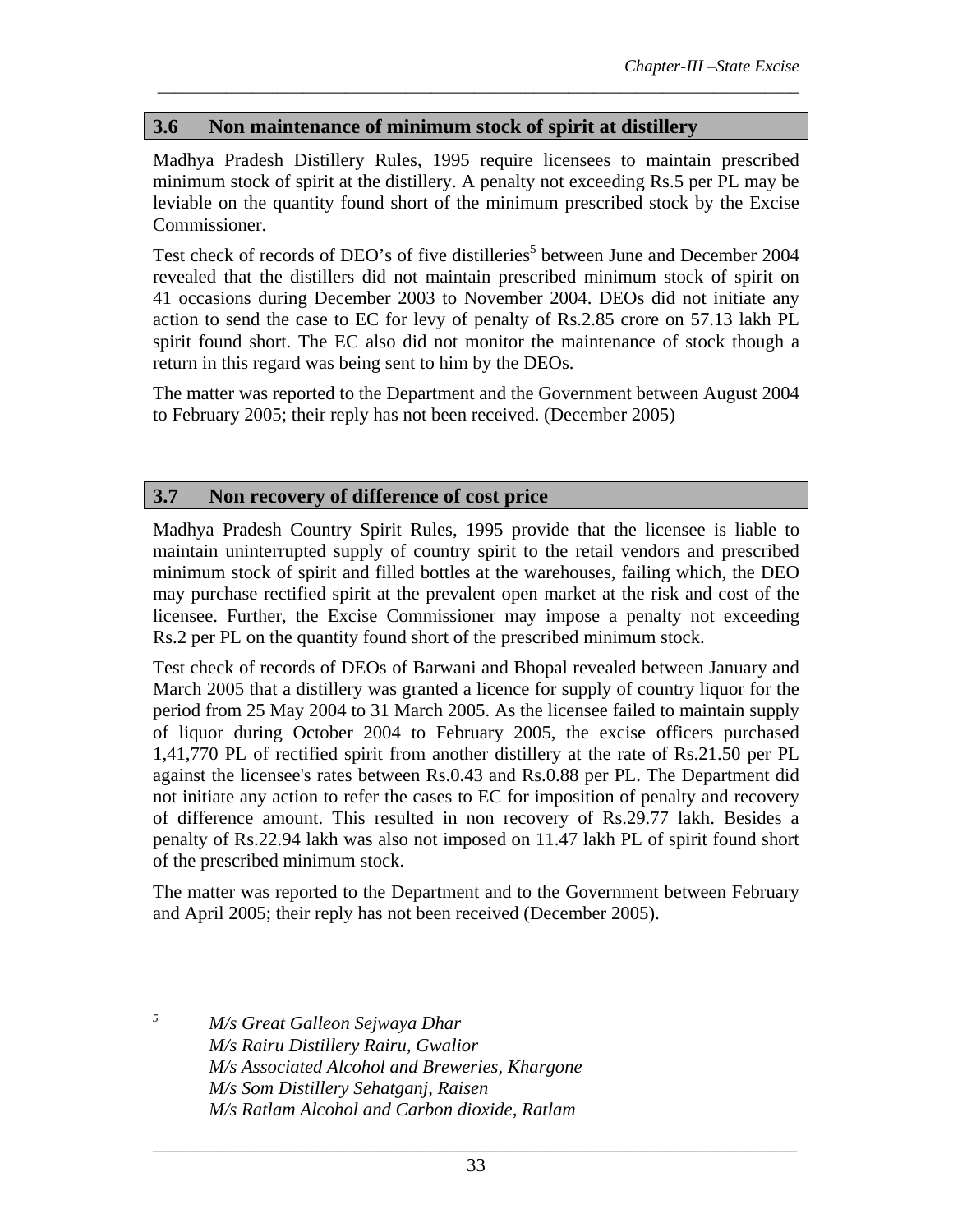## 3.6 Non maintenance of minimum stock of spirit at distillery

Madhya Pradesh Distillery Rules, 1995 require licensees to maintain prescribed minimum stock of spirit at the distillery. A penalty not exceeding Rs.5 per PL may be leviable on the quantity found short of the minimum prescribed stock by the Excise Commissioner.

Test check of records of DEO's of five distilleries[5] between June and December 2004 revealed that the distillers did not maintain prescribed minimum stock of spirit on 41 occasions during December 2003 to November 2004. DEOs did not initiate any action to send the case to EC for levy of penalty of Rs.2.85 crore on 57.13 lakh PL spirit found short. The EC also did not monitor the maintenance of stock though a return in this regard was being sent to him by the DEOs.

The matter was reported to the Department and the Government between August 2004 to February 2005; their reply has not been received. (December 2005)

## 3.7 Non recovery of difference of cost price

Madhya Pradesh Country Spirit Rules, 1995 provide that the licensee is liable to maintain uninterrupted supply of country spirit to the retail vendors and prescribed minimum stock of spirit and filled bottles at the warehouses, failing which, the DEO may purchase rectified spirit at the prevalent open market at the risk and cost of the licensee. Further, the Excise Commissioner may impose a penalty not exceeding Rs.2 per PL on the quantity found short of the prescribed minimum stock.

Test check of records of DEOs of Barwani and Bhopal revealed between January and March 2005 that a distillery was granted a licence for supply of country liquor for the period from 25 May 2004 to 31 March 2005. As the licensee failed to maintain supply of liquor during October 2004 to February 2005, the excise officers purchased 1,41,770 PL of rectified spirit from another distillery at the rate of Rs.21.50 per PL against the licensee's rates between Rs.0.43 and Rs.0.88 per PL. The Department did not initiate any action to refer the cases to EC for imposition of penalty and recovery of difference amount. This resulted in non recovery of Rs.29.77 lakh. Besides a penalty of Rs.22.94 lakh was also not imposed on 11.47 lakh PL of spirit found short of the prescribed minimum stock.

The matter was reported to the Department and to the Government between February and April 2005; their reply has not been received (December 2005).

---

[5] *M/s Great Galleon Sejwaya Dhar*
*M/s Rairu Distillery Rairu, Gwalior*
*M/s Associated Alcohol and Breweries, Khargone*
*M/s Som Distillery Sehatganj, Raisen*
*M/s Ratlam Alcohol and Carbon dioxide, Ratlam*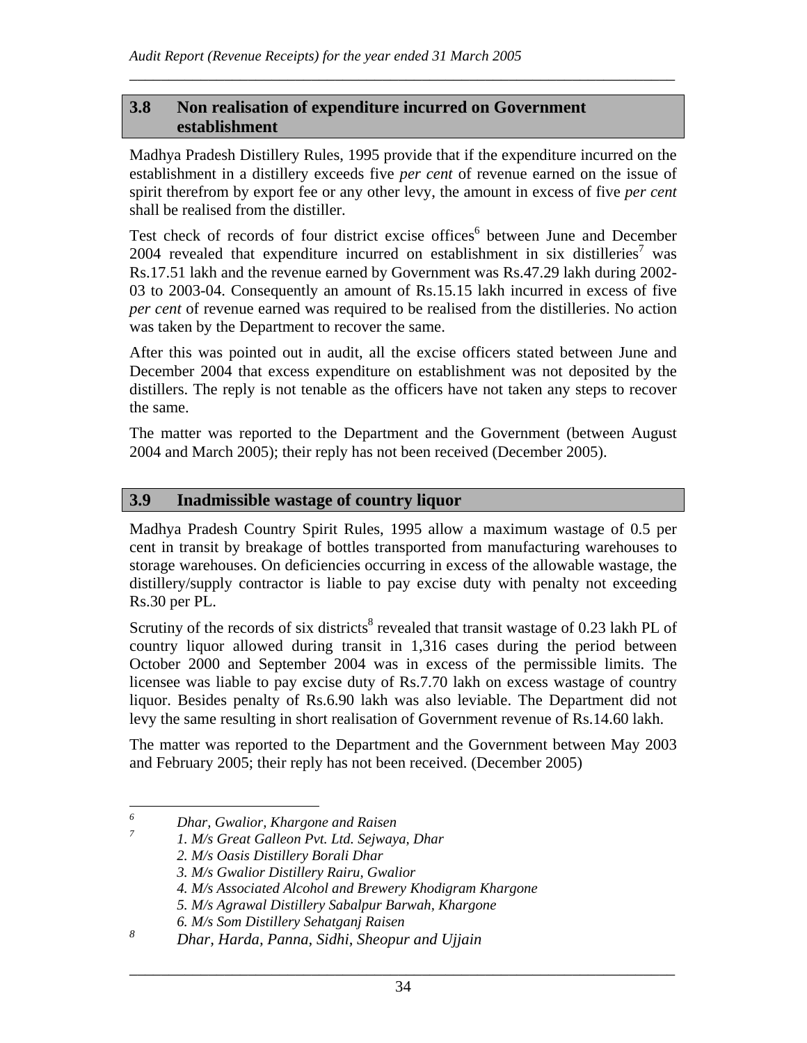## 3.8 Non realisation of expenditure incurred on Government establishment

Madhya Pradesh Distillery Rules, 1995 provide that if the expenditure incurred on the establishment in a distillery exceeds five *per cent* of revenue earned on the issue of spirit therefrom by export fee or any other levy, the amount in excess of five *per cent* shall be realised from the distiller.

Test check of records of four district excise offices[6] between June and December 2004 revealed that expenditure incurred on establishment in six distilleries[7] was Rs.17.51 lakh and the revenue earned by Government was Rs.47.29 lakh during 2002-03 to 2003-04. Consequently an amount of Rs.15.15 lakh incurred in excess of five *per cent* of revenue earned was required to be realised from the distilleries. No action was taken by the Department to recover the same.

After this was pointed out in audit, all the excise officers stated between June and December 2004 that excess expenditure on establishment was not deposited by the distillers. The reply is not tenable as the officers have not taken any steps to recover the same.

The matter was reported to the Department and the Government (between August 2004 and March 2005); their reply has not been received (December 2005).

## 3.9 Inadmissible wastage of country liquor

Madhya Pradesh Country Spirit Rules, 1995 allow a maximum wastage of 0.5 per cent in transit by breakage of bottles transported from manufacturing warehouses to storage warehouses. On deficiencies occurring in excess of the allowable wastage, the distillery/supply contractor is liable to pay excise duty with penalty not exceeding Rs.30 per PL.

Scrutiny of the records of six districts[8] revealed that transit wastage of 0.23 lakh PL of country liquor allowed during transit in 1,316 cases during the period between October 2000 and September 2004 was in excess of the permissible limits. The licensee was liable to pay excise duty of Rs.7.70 lakh on excess wastage of country liquor. Besides penalty of Rs.6.90 lakh was also leviable. The Department did not levy the same resulting in short realisation of Government revenue of Rs.14.60 lakh.

The matter was reported to the Department and the Government between May 2003 and February 2005; their reply has not been received. (December 2005)

---

[6] *Dhar, Gwalior, Khargone and Raisen*

[7] *1. M/s Great Galleon Pvt. Ltd. Sejwaya, Dhar*
*2. M/s Oasis Distillery Borali Dhar*
*3. M/s Gwalior Distillery Rairu, Gwalior*
*4. M/s Associated Alcohol and Brewery Khodigram Khargone*
*5. M/s Agrawal Distillery Sabalpur Barwah, Khargone*
*6. M/s Som Distillery Sehatganj Raisen*

[8] *Dhar, Harda, Panna, Sidhi, Sheopur and Ujjain*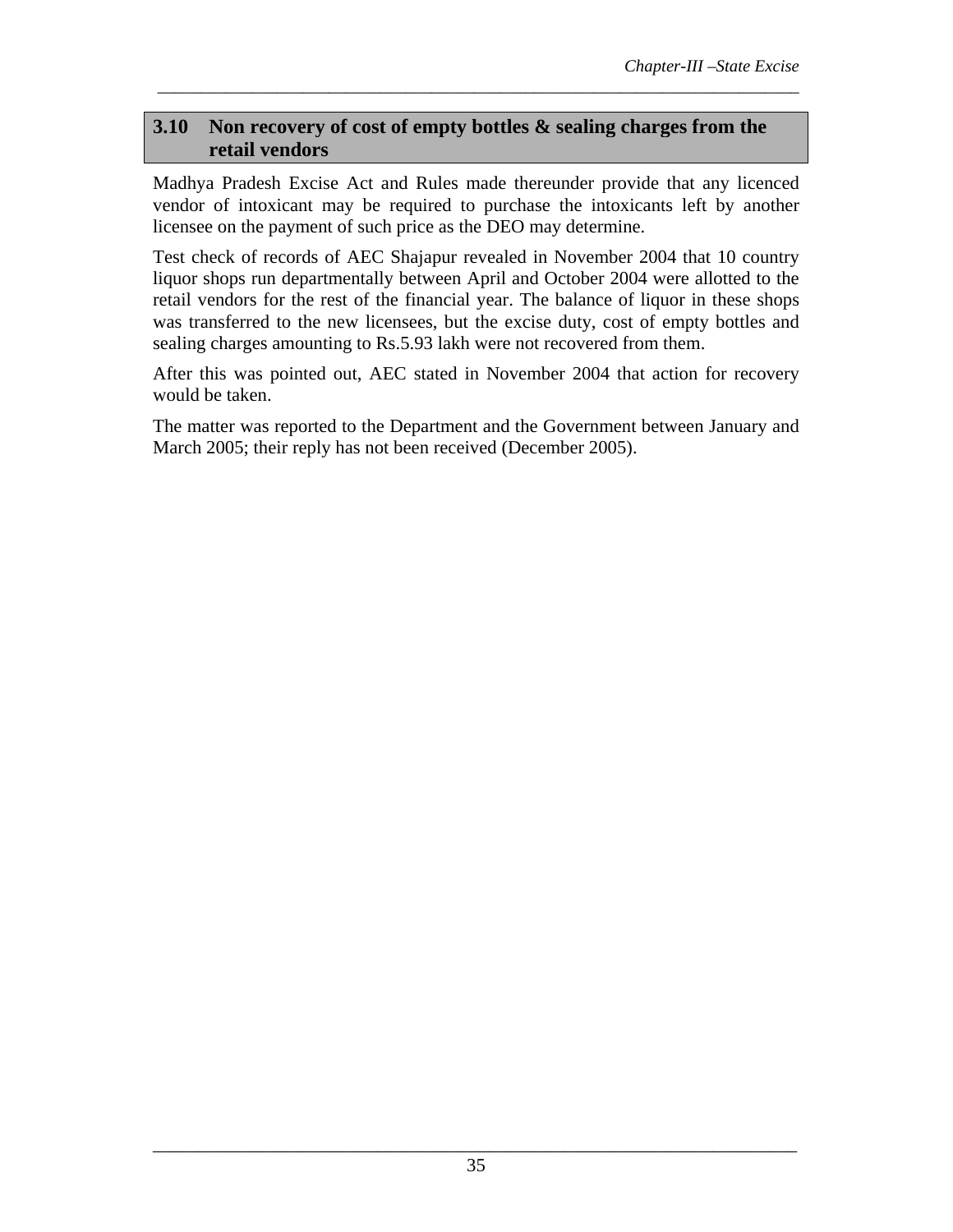## 3.10 Non recovery of cost of empty bottles & sealing charges from the retail vendors

Madhya Pradesh Excise Act and Rules made thereunder provide that any licenced vendor of intoxicant may be required to purchase the intoxicants left by another licensee on the payment of such price as the DEO may determine.

Test check of records of AEC Shajapur revealed in November 2004 that 10 country liquor shops run departmentally between April and October 2004 were allotted to the retail vendors for the rest of the financial year. The balance of liquor in these shops was transferred to the new licensees, but the excise duty, cost of empty bottles and sealing charges amounting to Rs.5.93 lakh were not recovered from them.

After this was pointed out, AEC stated in November 2004 that action for recovery would be taken.

The matter was reported to the Department and the Government between January and March 2005; their reply has not been received (December 2005).